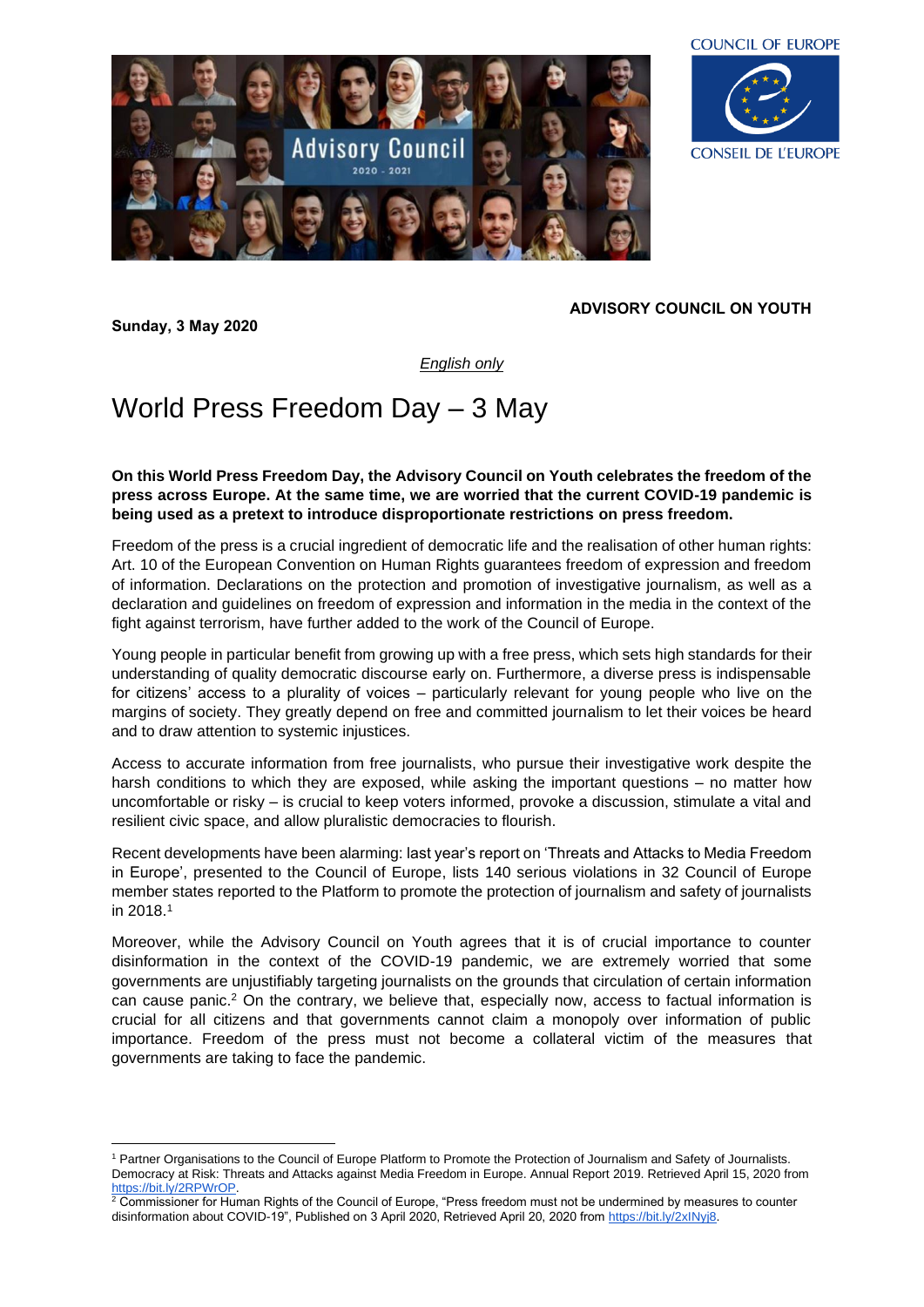**ADVISORY COUNCIL ON YOUTH**

**Sunday, 3 May 2020**

*English only*

# World Press Freedom Day – 3 May

**On this World Press Freedom Day, the Advisory Council on Youth celebrates the freedom of the press across Europe. At the same time, we are worried that the current COVID-19 pandemic is being used as a pretext to introduce disproportionate restrictions on press freedom.**

Freedom of the press is a crucial ingredient of democratic life and the realisation of other human rights: Art. 10 of the European Convention on Human Rights guarantees freedom of expression and freedom of information. Declarations on the protection and promotion of investigative journalism, as well as a declaration and guidelines on freedom of expression and information in the media in the context of the fight against terrorism, have further added to the work of the Council of Europe.

Young people in particular benefit from growing up with a free press, which sets high standards for their understanding of quality democratic discourse early on. Furthermore, a diverse press is indispensable for citizens' access to a plurality of voices – particularly relevant for young people who live on the margins of society. They greatly depend on free and committed journalism to let their voices be heard and to draw attention to systemic injustices.

Access to accurate information from free journalists, who pursue their investigative work despite the harsh conditions to which they are exposed, while asking the important questions – no matter how uncomfortable or risky – is crucial to keep voters informed, provoke a discussion, stimulate a vital and resilient civic space, and allow pluralistic democracies to flourish.

Recent developments have been alarming: last year's report on 'Threats and Attacks to Media Freedom in Europe', presented to the Council of Europe, lists 140 serious violations in 32 Council of Europe member states reported to the Platform to promote the protection of journalism and safety of journalists in 2018.[1]

Moreover, while the Advisory Council on Youth agrees that it is of crucial importance to counter disinformation in the context of the COVID-19 pandemic, we are extremely worried that some governments are unjustifiably targeting journalists on the grounds that circulation of certain information can cause panic.[2] On the contrary, we believe that, especially now, access to factual information is crucial for all citizens and that governments cannot claim a monopoly over information of public importance. Freedom of the press must not become a collateral victim of the measures that governments are taking to face the pandemic.

---

[1] Partner Organisations to the Council of Europe Platform to Promote the Protection of Journalism and Safety of Journalists. Democracy at Risk: Threats and Attacks against Media Freedom in Europe. Annual Report 2019. Retrieved April 15, 2020 from https://bit.ly/2RPWrOP.

[2] Commissioner for Human Rights of the Council of Europe, "Press freedom must not be undermined by measures to counter disinformation about COVID-19", Published on 3 April 2020, Retrieved April 20, 2020 from https://bit.ly/2xINyj8.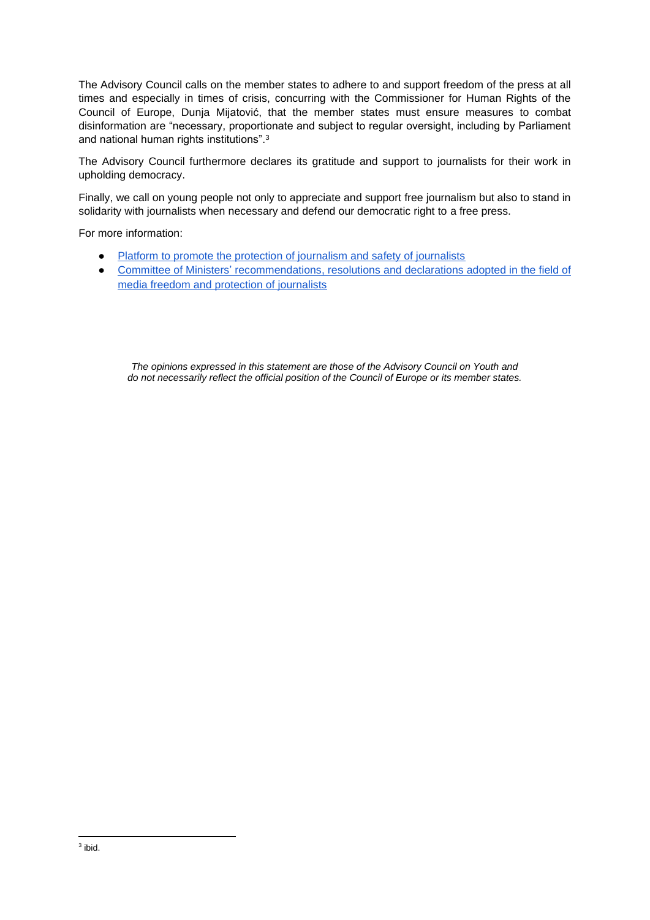The Advisory Council calls on the member states to adhere to and support freedom of the press at all times and especially in times of crisis, concurring with the Commissioner for Human Rights of the Council of Europe, Dunja Mijatović, that the member states must ensure measures to combat disinformation are "necessary, proportionate and subject to regular oversight, including by Parliament and national human rights institutions".[3]

The Advisory Council furthermore declares its gratitude and support to journalists for their work in upholding democracy.

Finally, we call on young people not only to appreciate and support free journalism but also to stand in solidarity with journalists when necessary and defend our democratic right to a free press.

For more information:

- Platform to promote the protection of journalism and safety of journalists
- Committee of Ministers' recommendations, resolutions and declarations adopted in the field of media freedom and protection of journalists

*The opinions expressed in this statement are those of the Advisory Council on Youth and do not necessarily reflect the official position of the Council of Europe or its member states.*

[3] ibid.